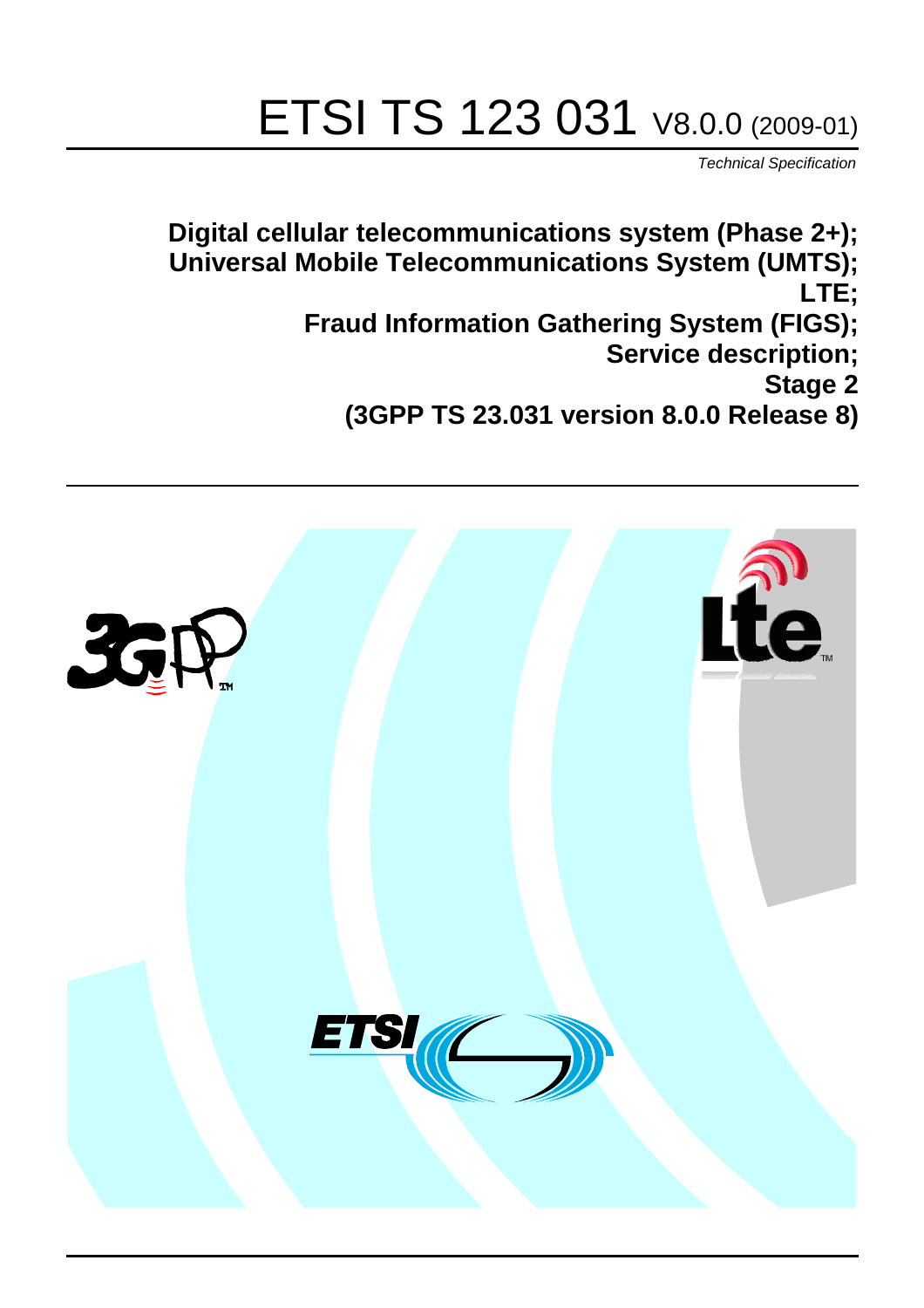# ETSI TS 123 031 V8.0.0 (2009-01)

*Technical Specification*

**Digital cellular telecommunications system (Phase 2+);**
**Universal Mobile Telecommunications System (UMTS);**
**LTE;**
**Fraud Information Gathering System (FIGS);**
**Service description;**
**Stage 2**
**(3GPP TS 23.031 version 8.0.0 Release 8)**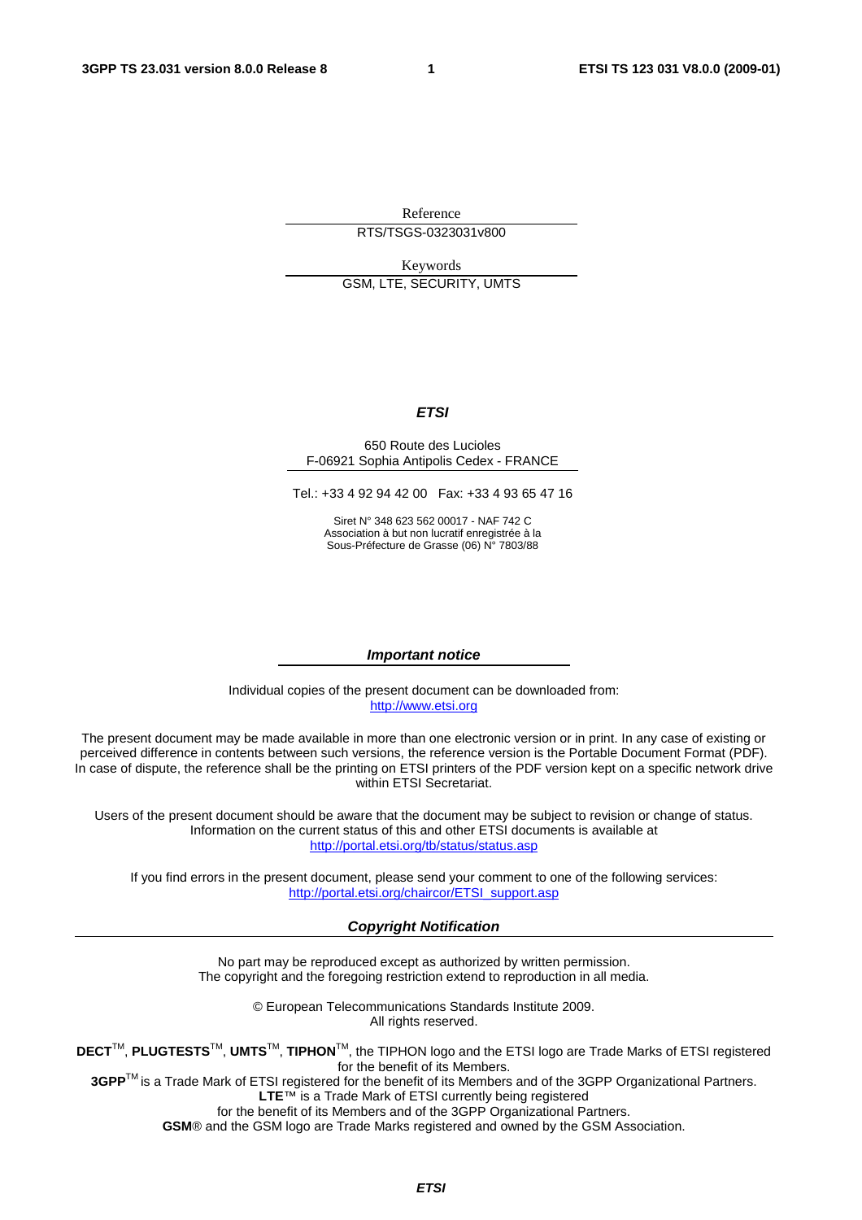Reference

RTS/TSGS-0323031v800

Keywords

GSM, LTE, SECURITY, UMTS

***ETSI***

650 Route des Lucioles
F-06921 Sophia Antipolis Cedex - FRANCE

Tel.: +33 4 92 94 42 00 Fax: +33 4 93 65 47 16

Siret N° 348 623 562 00017 - NAF 742 C
Association à but non lucratif enregistrée à la
Sous-Préfecture de Grasse (06) N° 7803/88

***Important notice***

Individual copies of the present document can be downloaded from:
http://www.etsi.org

The present document may be made available in more than one electronic version or in print. In any case of existing or perceived difference in contents between such versions, the reference version is the Portable Document Format (PDF). In case of dispute, the reference shall be the printing on ETSI printers of the PDF version kept on a specific network drive within ETSI Secretariat.

Users of the present document should be aware that the document may be subject to revision or change of status. Information on the current status of this and other ETSI documents is available at
http://portal.etsi.org/tb/status/status.asp

If you find errors in the present document, please send your comment to one of the following services:
http://portal.etsi.org/chaircor/ETSI_support.asp

***Copyright Notification***

No part may be reproduced except as authorized by written permission.
The copyright and the foregoing restriction extend to reproduction in all media.

© European Telecommunications Standards Institute 2009.
All rights reserved.

**DECT**™, **PLUGTESTS**™, **UMTS**™, **TIPHON**™, the TIPHON logo and the ETSI logo are Trade Marks of ETSI registered for the benefit of its Members.
**3GPP**™ is a Trade Mark of ETSI registered for the benefit of its Members and of the 3GPP Organizational Partners.
**LTE**™ is a Trade Mark of ETSI currently being registered
for the benefit of its Members and of the 3GPP Organizational Partners.
**GSM**® and the GSM logo are Trade Marks registered and owned by the GSM Association.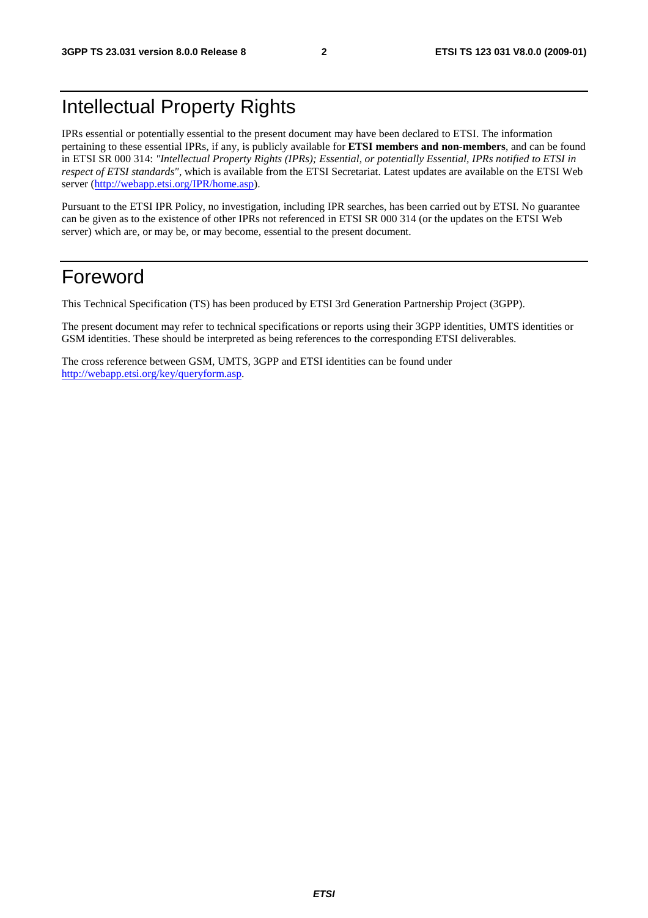# Intellectual Property Rights

IPRs essential or potentially essential to the present document may have been declared to ETSI. The information pertaining to these essential IPRs, if any, is publicly available for **ETSI members and non-members**, and can be found in ETSI SR 000 314: *"Intellectual Property Rights (IPRs); Essential, or potentially Essential, IPRs notified to ETSI in respect of ETSI standards"*, which is available from the ETSI Secretariat. Latest updates are available on the ETSI Web server (http://webapp.etsi.org/IPR/home.asp).

Pursuant to the ETSI IPR Policy, no investigation, including IPR searches, has been carried out by ETSI. No guarantee can be given as to the existence of other IPRs not referenced in ETSI SR 000 314 (or the updates on the ETSI Web server) which are, or may be, or may become, essential to the present document.

# Foreword

This Technical Specification (TS) has been produced by ETSI 3rd Generation Partnership Project (3GPP).

The present document may refer to technical specifications or reports using their 3GPP identities, UMTS identities or GSM identities. These should be interpreted as being references to the corresponding ETSI deliverables.

The cross reference between GSM, UMTS, 3GPP and ETSI identities can be found under http://webapp.etsi.org/key/queryform.asp.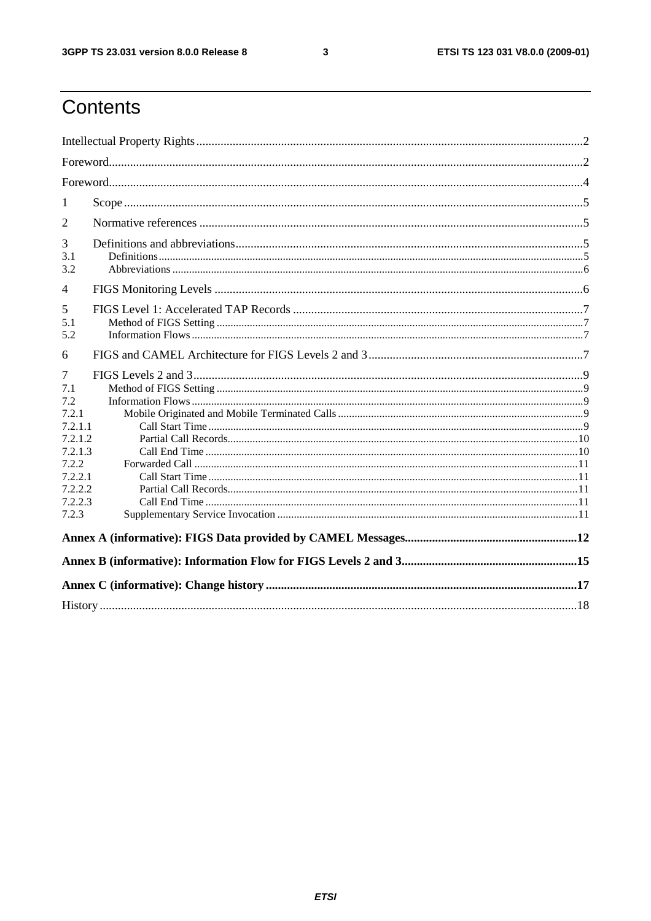# Contents

Intellectual Property Rights ........................................................................................................................2

Foreword.......................................................................................................................................................2

Foreword.......................................................................................................................................................4

1 Scope .........................................................................................................................................................5

2 Normative references ...............................................................................................................................5

3 Definitions and abbreviations ..................................................................................................................5
- 3.1 Definitions ........................................................................................................................................5
- 3.2 Abbreviations ...................................................................................................................................6

4 FIGS Monitoring Levels ..........................................................................................................................6

5 FIGS Level 1: Accelerated TAP Records ................................................................................................7
- 5.1 Method of FIGS Setting ...................................................................................................................7
- 5.2 Information Flows ............................................................................................................................7

6 FIGS and CAMEL Architecture for FIGS Levels 2 and 3 ......................................................................7

7 FIGS Levels 2 and 3 .................................................................................................................................9
- 7.1 Method of FIGS Setting ...................................................................................................................9
- 7.2 Information Flows ............................................................................................................................9
- 7.2.1 Mobile Originated and Mobile Terminated Calls ..........................................................................9
- 7.2.1.1 Call Start Time .............................................................................................................................9
- 7.2.1.2 Partial Call Records.....................................................................................................................10
- 7.2.1.3 Call End Time .............................................................................................................................10
- 7.2.2 Forwarded Call ............................................................................................................................11
- 7.2.2.1 Call Start Time ............................................................................................................................11
- 7.2.2.2 Partial Call Records.....................................................................................................................11
- 7.2.2.3 Call End Time .............................................................................................................................11
- 7.2.3 Supplementary Service Invocation ..............................................................................................11

**Annex A (informative): FIGS Data provided by CAMEL Messages..........................................................12**

**Annex B (informative): Information Flow for FIGS Levels 2 and 3...........................................................15**

**Annex C (informative): Change history .......................................................................................................17**

History ..........................................................................................................................................................18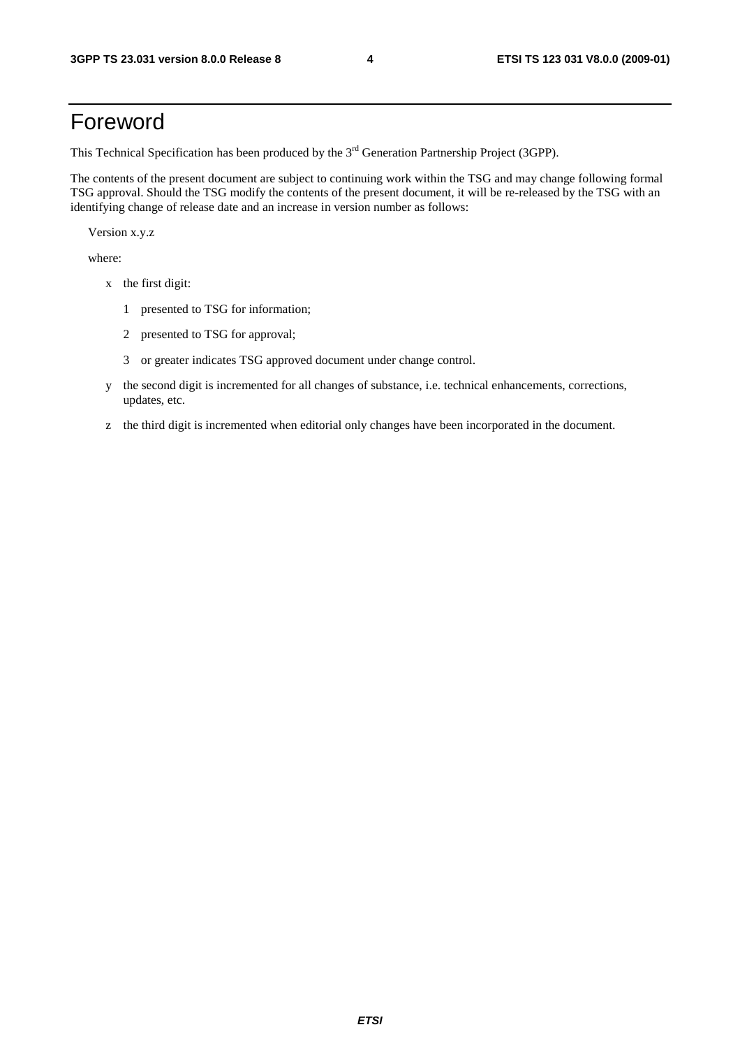# Foreword

This Technical Specification has been produced by the 3rd Generation Partnership Project (3GPP).

The contents of the present document are subject to continuing work within the TSG and may change following formal TSG approval. Should the TSG modify the contents of the present document, it will be re-released by the TSG with an identifying change of release date and an increase in version number as follows:

Version x.y.z

where:

- x the first digit:
  - 1 presented to TSG for information;
  - 2 presented to TSG for approval;
  - 3 or greater indicates TSG approved document under change control.
- y the second digit is incremented for all changes of substance, i.e. technical enhancements, corrections, updates, etc.
- z the third digit is incremented when editorial only changes have been incorporated in the document.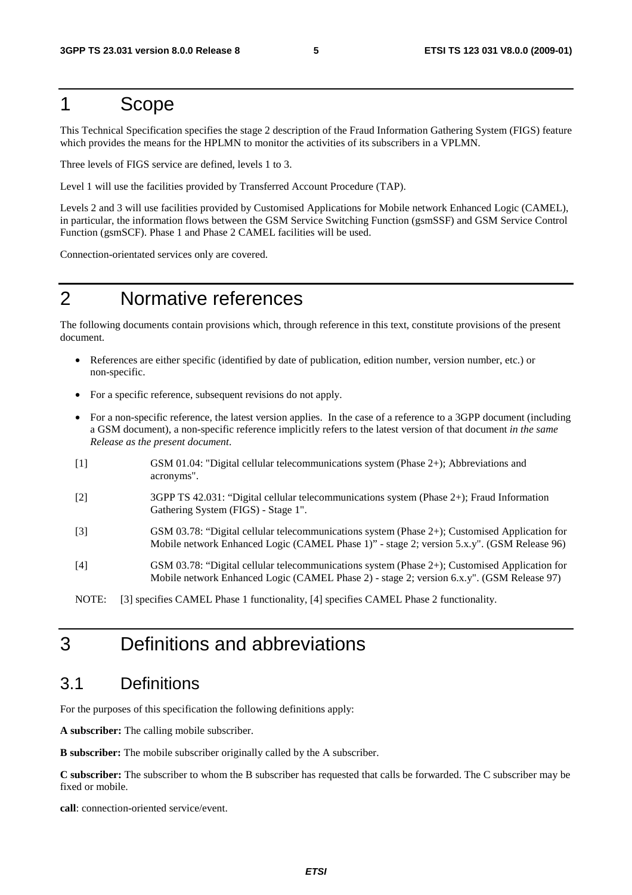# 1 Scope

This Technical Specification specifies the stage 2 description of the Fraud Information Gathering System (FIGS) feature which provides the means for the HPLMN to monitor the activities of its subscribers in a VPLMN.

Three levels of FIGS service are defined, levels 1 to 3.

Level 1 will use the facilities provided by Transferred Account Procedure (TAP).

Levels 2 and 3 will use facilities provided by Customised Applications for Mobile network Enhanced Logic (CAMEL), in particular, the information flows between the GSM Service Switching Function (gsmSSF) and GSM Service Control Function (gsmSCF). Phase 1 and Phase 2 CAMEL facilities will be used.

Connection-orientated services only are covered.

# 2 Normative references

The following documents contain provisions which, through reference in this text, constitute provisions of the present document.

- References are either specific (identified by date of publication, edition number, version number, etc.) or non-specific.
- For a specific reference, subsequent revisions do not apply.
- For a non-specific reference, the latest version applies. In the case of a reference to a 3GPP document (including a GSM document), a non-specific reference implicitly refers to the latest version of that document *in the same Release as the present document*.

[1] GSM 01.04: "Digital cellular telecommunications system (Phase 2+); Abbreviations and acronyms".

[2] 3GPP TS 42.031: "Digital cellular telecommunications system (Phase 2+); Fraud Information Gathering System (FIGS) - Stage 1".

[3] GSM 03.78: "Digital cellular telecommunications system (Phase 2+); Customised Application for Mobile network Enhanced Logic (CAMEL Phase 1)" - stage 2; version 5.x.y". (GSM Release 96)

[4] GSM 03.78: "Digital cellular telecommunications system (Phase 2+); Customised Application for Mobile network Enhanced Logic (CAMEL Phase 2) - stage 2; version 6.x.y". (GSM Release 97)

NOTE: [3] specifies CAMEL Phase 1 functionality, [4] specifies CAMEL Phase 2 functionality.

# 3 Definitions and abbreviations

## 3.1 Definitions

For the purposes of this specification the following definitions apply:

**A subscriber:** The calling mobile subscriber.

**B subscriber:** The mobile subscriber originally called by the A subscriber.

**C subscriber:** The subscriber to whom the B subscriber has requested that calls be forwarded. The C subscriber may be fixed or mobile.

**call**: connection-oriented service/event.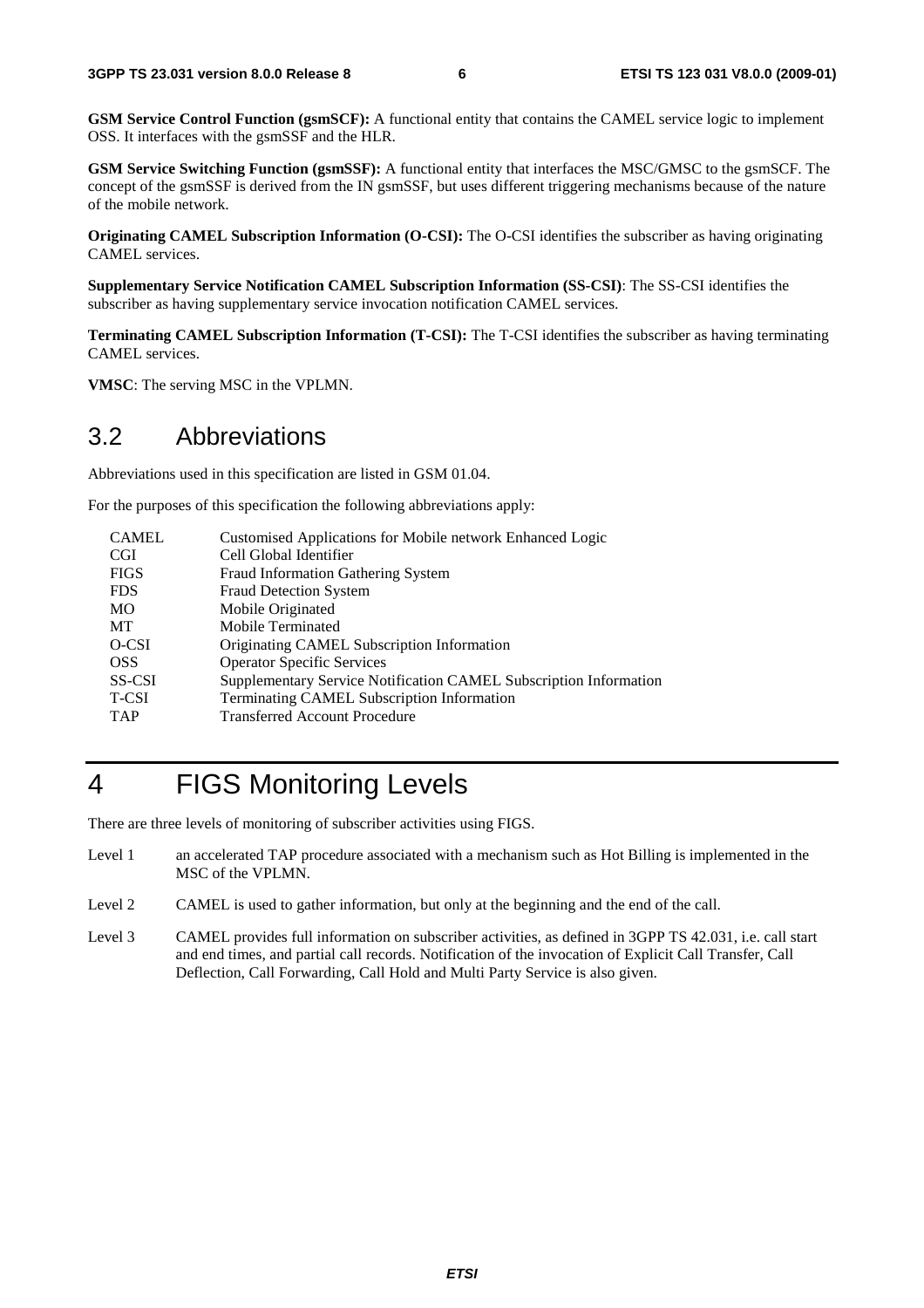**GSM Service Control Function (gsmSCF):** A functional entity that contains the CAMEL service logic to implement OSS. It interfaces with the gsmSSF and the HLR.

**GSM Service Switching Function (gsmSSF):** A functional entity that interfaces the MSC/GMSC to the gsmSCF. The concept of the gsmSSF is derived from the IN gsmSSF, but uses different triggering mechanisms because of the nature of the mobile network.

**Originating CAMEL Subscription Information (O-CSI):** The O-CSI identifies the subscriber as having originating CAMEL services.

**Supplementary Service Notification CAMEL Subscription Information (SS-CSI)**: The SS-CSI identifies the subscriber as having supplementary service invocation notification CAMEL services.

**Terminating CAMEL Subscription Information (T-CSI):** The T-CSI identifies the subscriber as having terminating CAMEL services.

**VMSC**: The serving MSC in the VPLMN.

## 3.2 Abbreviations

Abbreviations used in this specification are listed in GSM 01.04.

For the purposes of this specification the following abbreviations apply:

| | |
|---|---|
| CAMEL | Customised Applications for Mobile network Enhanced Logic |
| CGI | Cell Global Identifier |
| FIGS | Fraud Information Gathering System |
| FDS | Fraud Detection System |
| MO | Mobile Originated |
| MT | Mobile Terminated |
| O-CSI | Originating CAMEL Subscription Information |
| OSS | Operator Specific Services |
| SS-CSI | Supplementary Service Notification CAMEL Subscription Information |
| T-CSI | Terminating CAMEL Subscription Information |
| TAP | Transferred Account Procedure |

# 4 FIGS Monitoring Levels

There are three levels of monitoring of subscriber activities using FIGS.

Level 1 an accelerated TAP procedure associated with a mechanism such as Hot Billing is implemented in the MSC of the VPLMN.

Level 2 CAMEL is used to gather information, but only at the beginning and the end of the call.

Level 3 CAMEL provides full information on subscriber activities, as defined in 3GPP TS 42.031, i.e. call start and end times, and partial call records. Notification of the invocation of Explicit Call Transfer, Call Deflection, Call Forwarding, Call Hold and Multi Party Service is also given.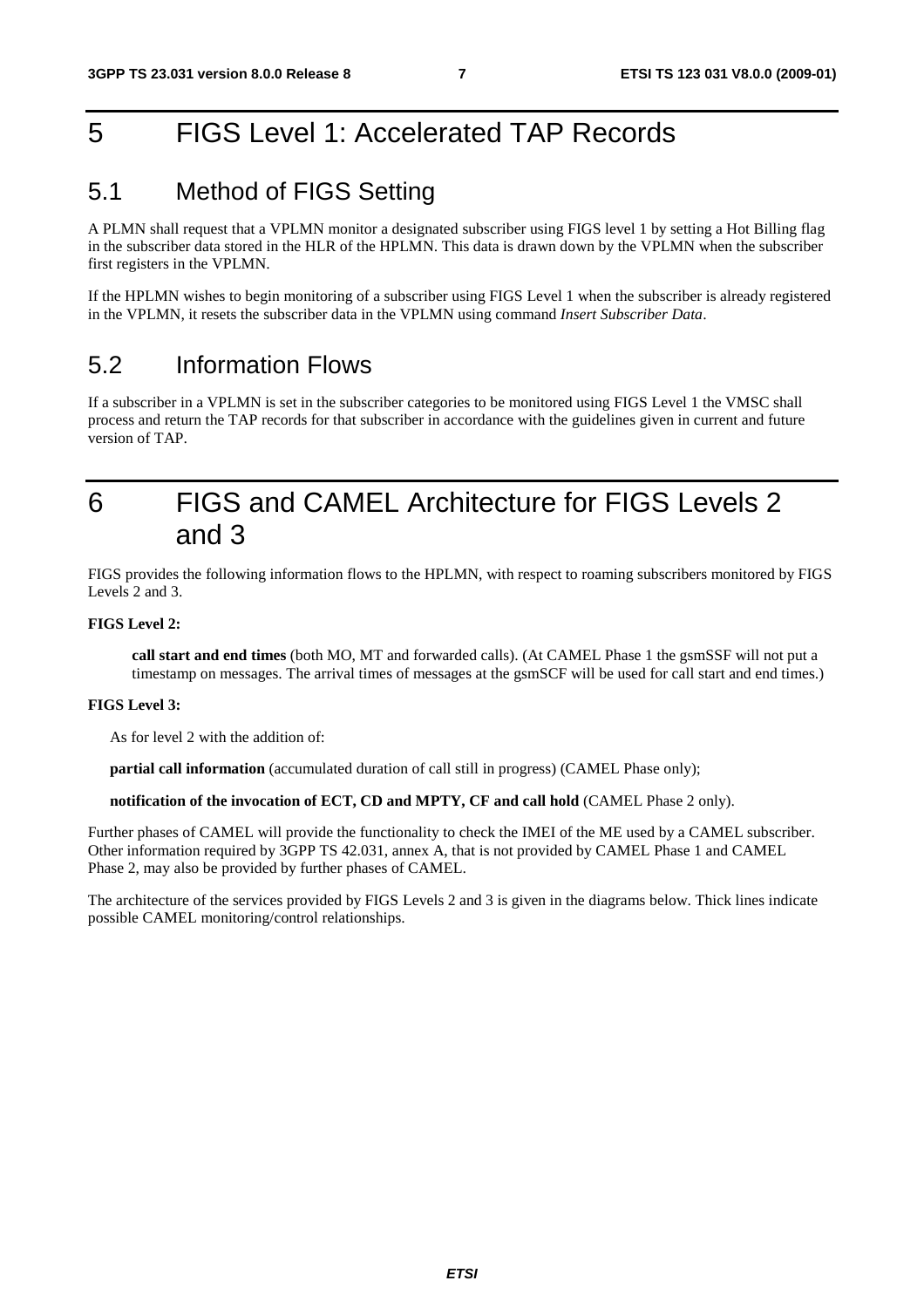# 5 FIGS Level 1: Accelerated TAP Records

## 5.1 Method of FIGS Setting

A PLMN shall request that a VPLMN monitor a designated subscriber using FIGS level 1 by setting a Hot Billing flag in the subscriber data stored in the HLR of the HPLMN. This data is drawn down by the VPLMN when the subscriber first registers in the VPLMN.

If the HPLMN wishes to begin monitoring of a subscriber using FIGS Level 1 when the subscriber is already registered in the VPLMN, it resets the subscriber data in the VPLMN using command *Insert Subscriber Data*.

## 5.2 Information Flows

If a subscriber in a VPLMN is set in the subscriber categories to be monitored using FIGS Level 1 the VMSC shall process and return the TAP records for that subscriber in accordance with the guidelines given in current and future version of TAP.

# 6 FIGS and CAMEL Architecture for FIGS Levels 2 and 3

FIGS provides the following information flows to the HPLMN, with respect to roaming subscribers monitored by FIGS Levels 2 and 3.

**FIGS Level 2:**

**call start and end times** (both MO, MT and forwarded calls). (At CAMEL Phase 1 the gsmSSF will not put a timestamp on messages. The arrival times of messages at the gsmSCF will be used for call start and end times.)

**FIGS Level 3:**

As for level 2 with the addition of:

**partial call information** (accumulated duration of call still in progress) (CAMEL Phase only);

**notification of the invocation of ECT, CD and MPTY, CF and call hold** (CAMEL Phase 2 only).

Further phases of CAMEL will provide the functionality to check the IMEI of the ME used by a CAMEL subscriber. Other information required by 3GPP TS 42.031, annex A, that is not provided by CAMEL Phase 1 and CAMEL Phase 2, may also be provided by further phases of CAMEL.

The architecture of the services provided by FIGS Levels 2 and 3 is given in the diagrams below. Thick lines indicate possible CAMEL monitoring/control relationships.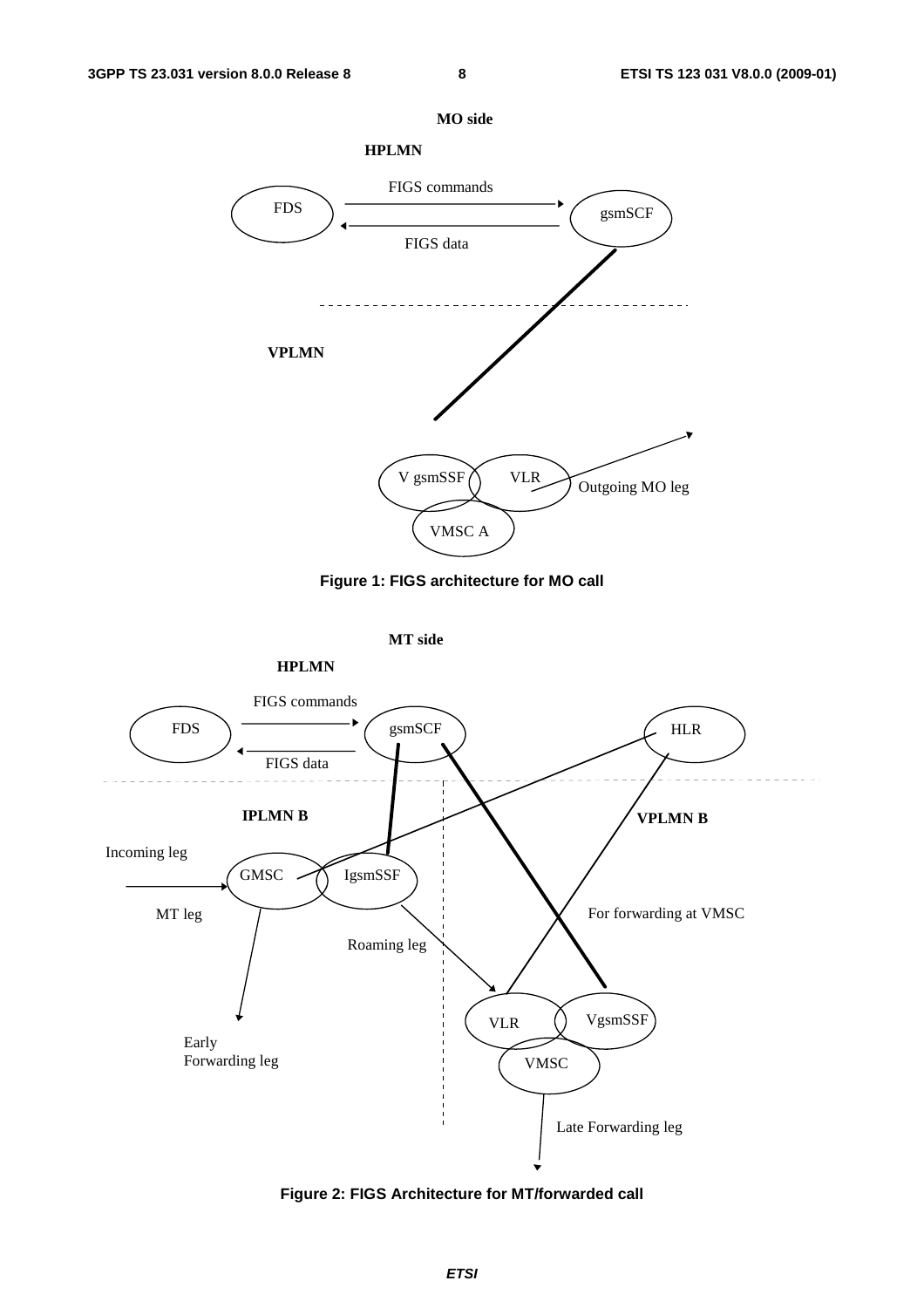MO side

HPLMN

FDS — FIGS commands → gsmSCF

FDS ← FIGS data — gsmSCF

VPLMN

V gsmSSF VLR VMSC A

Outgoing MO leg

**Figure 1: FIGS architecture for MO call**

MT side

HPLMN

FDS — FIGS commands → gsmSCF

FDS ← FIGS data — gsmSCF

HLR

IPLMN B

VPLMN B

Incoming leg

GMSC IgsmSSF

MT leg

Roaming leg

For forwarding at VMSC

VLR VgsmSSF VMSC

Early Forwarding leg

Late Forwarding leg

**Figure 2: FIGS Architecture for MT/forwarded call**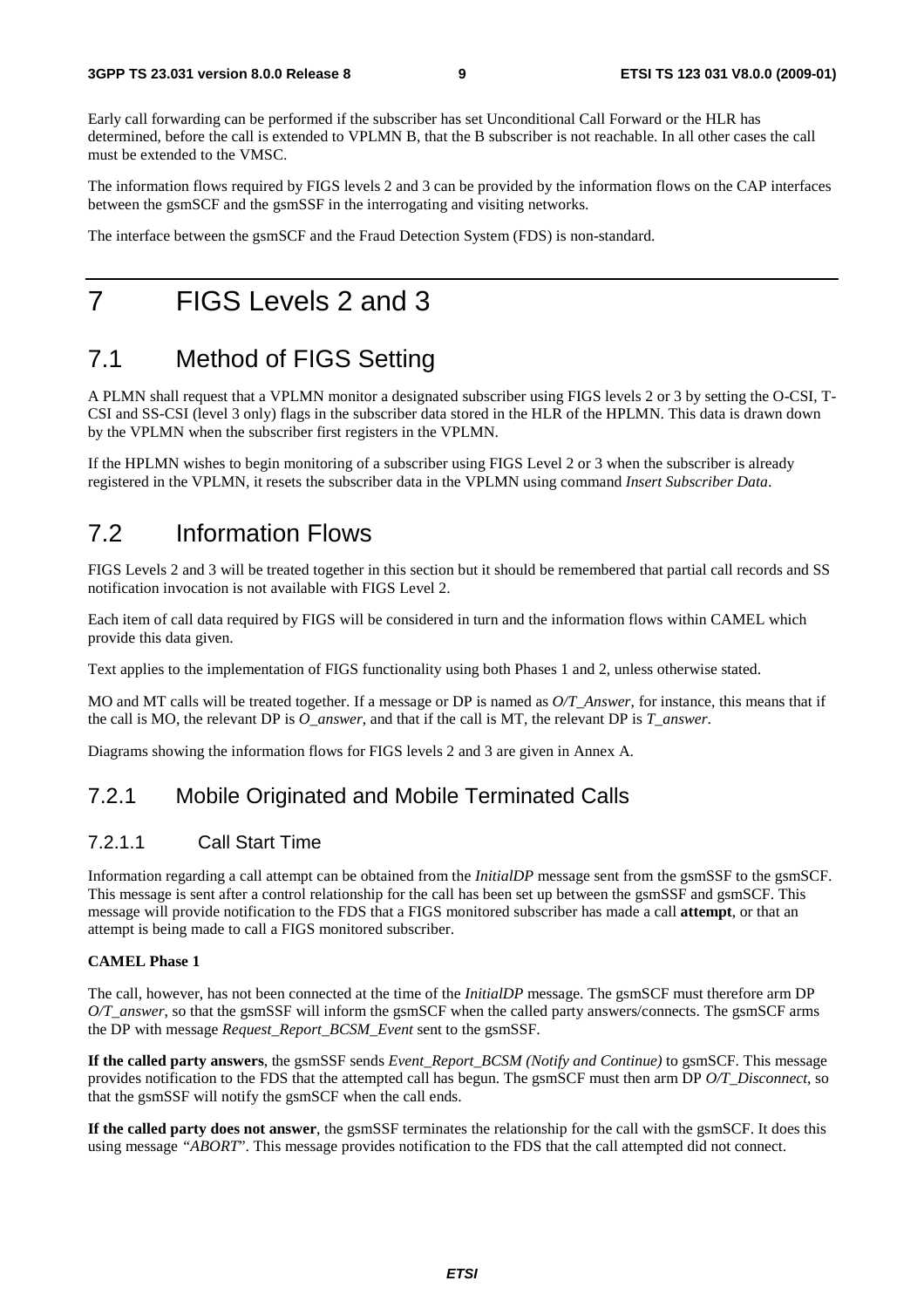Early call forwarding can be performed if the subscriber has set Unconditional Call Forward or the HLR has determined, before the call is extended to VPLMN B, that the B subscriber is not reachable. In all other cases the call must be extended to the VMSC.

The information flows required by FIGS levels 2 and 3 can be provided by the information flows on the CAP interfaces between the gsmSCF and the gsmSSF in the interrogating and visiting networks.

The interface between the gsmSCF and the Fraud Detection System (FDS) is non-standard.

# 7 FIGS Levels 2 and 3

## 7.1 Method of FIGS Setting

A PLMN shall request that a VPLMN monitor a designated subscriber using FIGS levels 2 or 3 by setting the O-CSI, T-CSI and SS-CSI (level 3 only) flags in the subscriber data stored in the HLR of the HPLMN. This data is drawn down by the VPLMN when the subscriber first registers in the VPLMN.

If the HPLMN wishes to begin monitoring of a subscriber using FIGS Level 2 or 3 when the subscriber is already registered in the VPLMN, it resets the subscriber data in the VPLMN using command *Insert Subscriber Data*.

## 7.2 Information Flows

FIGS Levels 2 and 3 will be treated together in this section but it should be remembered that partial call records and SS notification invocation is not available with FIGS Level 2.

Each item of call data required by FIGS will be considered in turn and the information flows within CAMEL which provide this data given.

Text applies to the implementation of FIGS functionality using both Phases 1 and 2, unless otherwise stated.

MO and MT calls will be treated together. If a message or DP is named as *O/T_Answer*, for instance, this means that if the call is MO, the relevant DP is *O_answer*, and that if the call is MT, the relevant DP is *T_answer*.

Diagrams showing the information flows for FIGS levels 2 and 3 are given in Annex A.

### 7.2.1 Mobile Originated and Mobile Terminated Calls

#### 7.2.1.1 Call Start Time

Information regarding a call attempt can be obtained from the *InitialDP* message sent from the gsmSSF to the gsmSCF. This message is sent after a control relationship for the call has been set up between the gsmSSF and gsmSCF. This message will provide notification to the FDS that a FIGS monitored subscriber has made a call **attempt**, or that an attempt is being made to call a FIGS monitored subscriber.

**CAMEL Phase 1**

The call, however, has not been connected at the time of the *InitialDP* message. The gsmSCF must therefore arm DP *O/T_answer*, so that the gsmSSF will inform the gsmSCF when the called party answers/connects. The gsmSCF arms the DP with message *Request_Report_BCSM_Event* sent to the gsmSSF.

**If the called party answers**, the gsmSSF sends *Event_Report_BCSM (Notify and Continue)* to gsmSCF. This message provides notification to the FDS that the attempted call has begun. The gsmSCF must then arm DP *O/T_Disconnect*, so that the gsmSSF will notify the gsmSCF when the call ends.

**If the called party does not answer**, the gsmSSF terminates the relationship for the call with the gsmSCF. It does this using message *"ABORT*". This message provides notification to the FDS that the call attempted did not connect.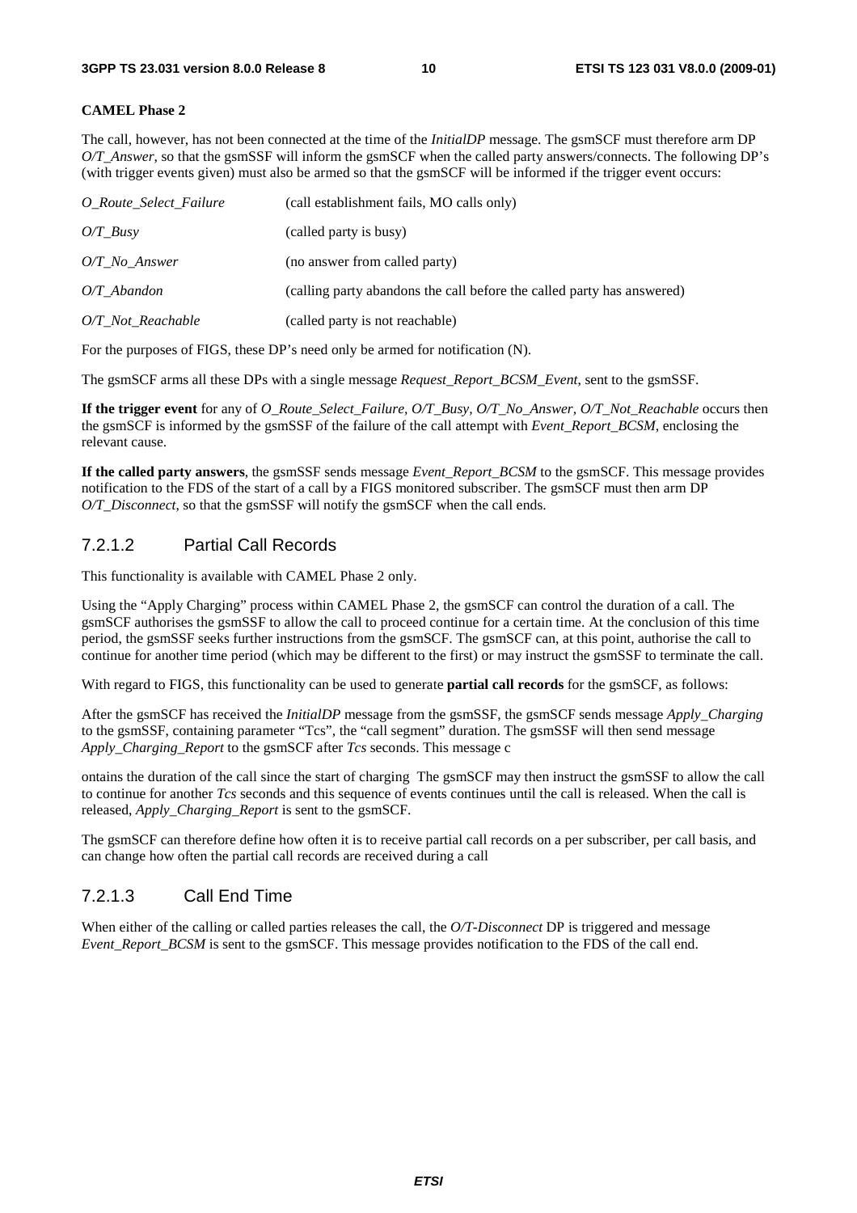**CAMEL Phase 2**

The call, however, has not been connected at the time of the *InitialDP* message. The gsmSCF must therefore arm DP *O/T_Answer*, so that the gsmSSF will inform the gsmSCF when the called party answers/connects. The following DP's (with trigger events given) must also be armed so that the gsmSCF will be informed if the trigger event occurs:

| | |
|---|---|
| *O_Route_Select_Failure* | (call establishment fails, MO calls only) |
| *O/T_Busy* | (called party is busy) |
| *O/T_No_Answer* | (no answer from called party) |
| *O/T_Abandon* | (calling party abandons the call before the called party has answered) |
| *O/T_Not_Reachable* | (called party is not reachable) |

For the purposes of FIGS, these DP's need only be armed for notification (N).

The gsmSCF arms all these DPs with a single message *Request_Report_BCSM_Event*, sent to the gsmSSF.

**If the trigger event** for any of *O_Route_Select_Failure, O/T_Busy, O/T_No_Answer, O/T_Not_Reachable* occurs then the gsmSCF is informed by the gsmSSF of the failure of the call attempt with *Event_Report_BCSM*, enclosing the relevant cause.

**If the called party answers**, the gsmSSF sends message *Event_Report_BCSM* to the gsmSCF. This message provides notification to the FDS of the start of a call by a FIGS monitored subscriber. The gsmSCF must then arm DP *O/T_Disconnect*, so that the gsmSSF will notify the gsmSCF when the call ends.

### 7.2.1.2 Partial Call Records

This functionality is available with CAMEL Phase 2 only.

Using the "Apply Charging" process within CAMEL Phase 2, the gsmSCF can control the duration of a call. The gsmSCF authorises the gsmSSF to allow the call to proceed continue for a certain time. At the conclusion of this time period, the gsmSSF seeks further instructions from the gsmSCF. The gsmSCF can, at this point, authorise the call to continue for another time period (which may be different to the first) or may instruct the gsmSSF to terminate the call.

With regard to FIGS, this functionality can be used to generate **partial call records** for the gsmSCF, as follows:

After the gsmSCF has received the *InitialDP* message from the gsmSSF, the gsmSCF sends message *Apply_Charging* to the gsmSSF, containing parameter "Tcs", the "call segment" duration. The gsmSSF will then send message *Apply_Charging_Report* to the gsmSCF after *Tcs* seconds. This message c

ontains the duration of the call since the start of charging  The gsmSCF may then instruct the gsmSSF to allow the call to continue for another *Tcs* seconds and this sequence of events continues until the call is released. When the call is released, *Apply_Charging_Report* is sent to the gsmSCF.

The gsmSCF can therefore define how often it is to receive partial call records on a per subscriber, per call basis, and can change how often the partial call records are received during a call

### 7.2.1.3 Call End Time

When either of the calling or called parties releases the call, the *O/T-Disconnect* DP is triggered and message *Event_Report_BCSM* is sent to the gsmSCF. This message provides notification to the FDS of the call end.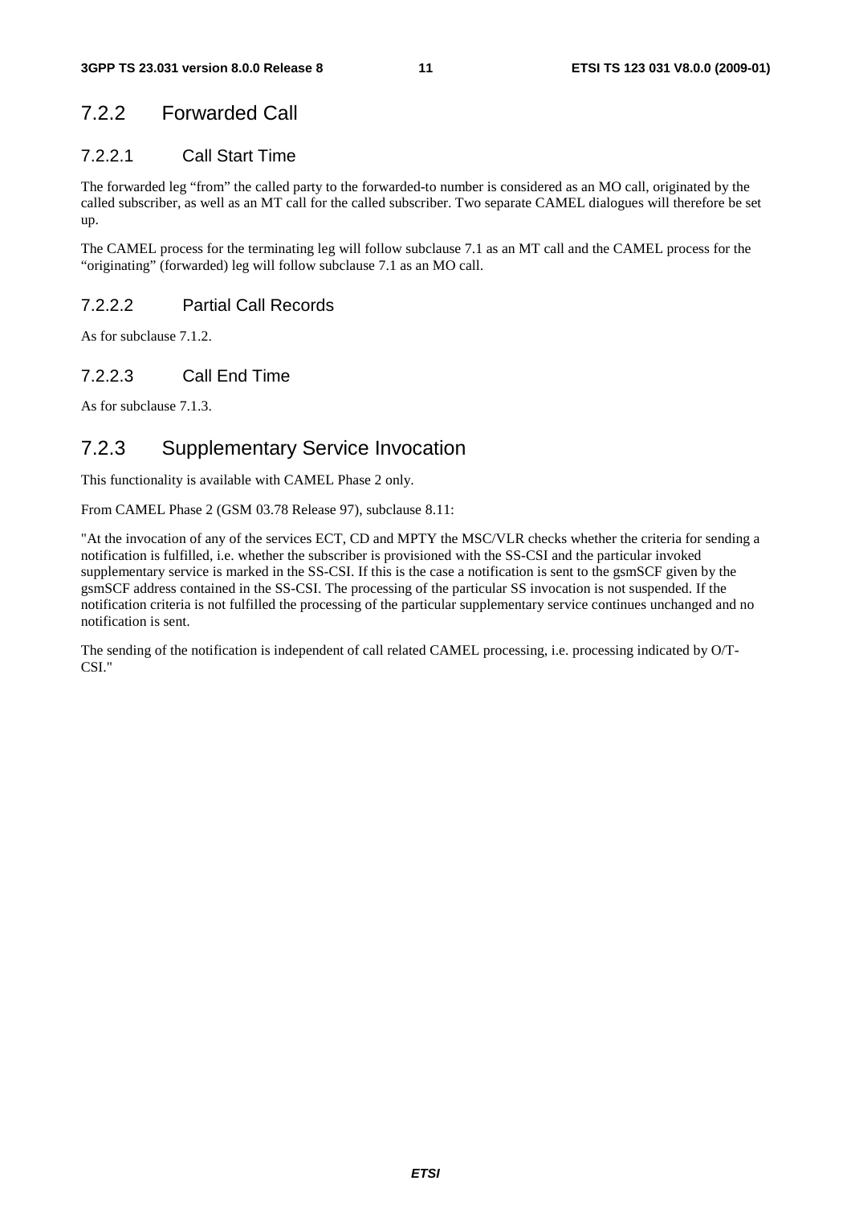### 7.2.2 Forwarded Call

#### 7.2.2.1 Call Start Time

The forwarded leg "from" the called party to the forwarded-to number is considered as an MO call, originated by the called subscriber, as well as an MT call for the called subscriber. Two separate CAMEL dialogues will therefore be set up.

The CAMEL process for the terminating leg will follow subclause 7.1 as an MT call and the CAMEL process for the "originating" (forwarded) leg will follow subclause 7.1 as an MO call.

#### 7.2.2.2 Partial Call Records

As for subclause 7.1.2.

#### 7.2.2.3 Call End Time

As for subclause 7.1.3.

### 7.2.3 Supplementary Service Invocation

This functionality is available with CAMEL Phase 2 only.

From CAMEL Phase 2 (GSM 03.78 Release 97), subclause 8.11:

"At the invocation of any of the services ECT, CD and MPTY the MSC/VLR checks whether the criteria for sending a notification is fulfilled, i.e. whether the subscriber is provisioned with the SS-CSI and the particular invoked supplementary service is marked in the SS-CSI. If this is the case a notification is sent to the gsmSCF given by the gsmSCF address contained in the SS-CSI. The processing of the particular SS invocation is not suspended. If the notification criteria is not fulfilled the processing of the particular supplementary service continues unchanged and no notification is sent.

The sending of the notification is independent of call related CAMEL processing, i.e. processing indicated by O/T-CSI."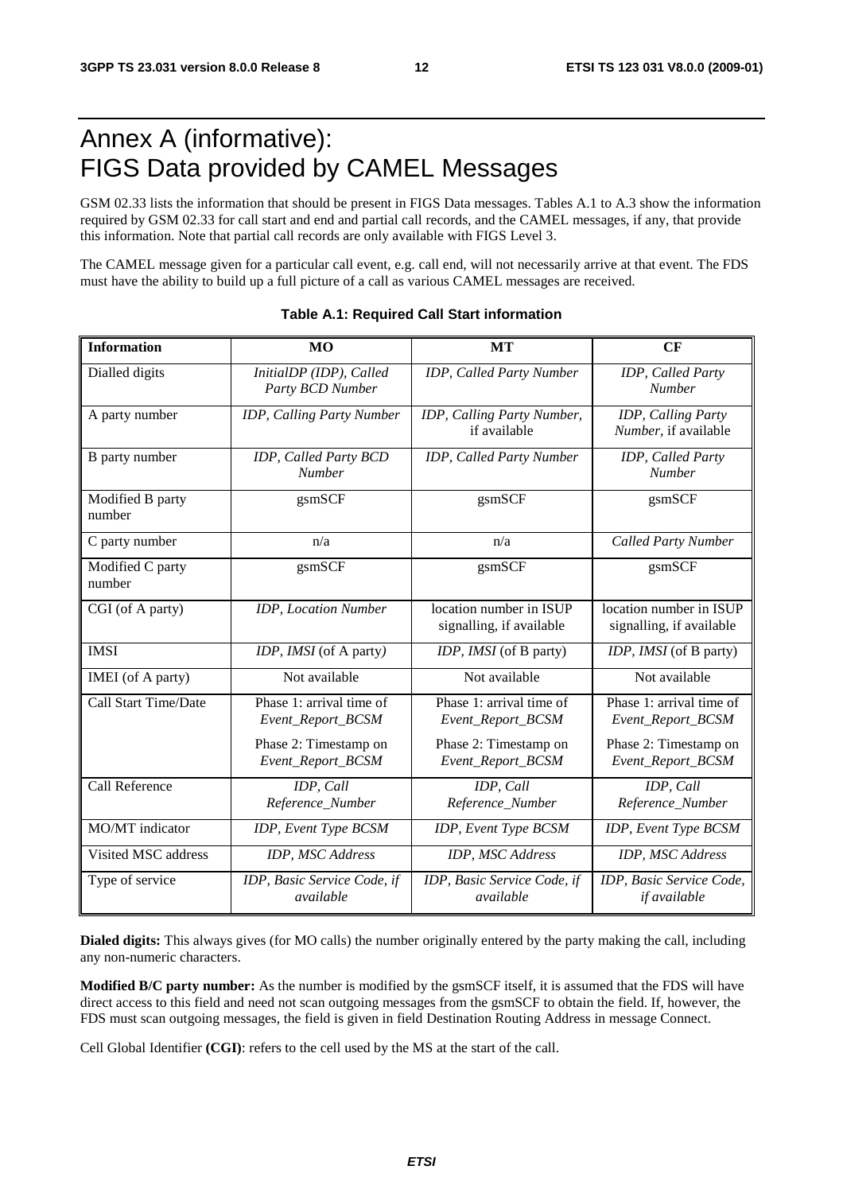# Annex A (informative): FIGS Data provided by CAMEL Messages

GSM 02.33 lists the information that should be present in FIGS Data messages. Tables A.1 to A.3 show the information required by GSM 02.33 for call start and end and partial call records, and the CAMEL messages, if any, that provide this information. Note that partial call records are only available with FIGS Level 3.

The CAMEL message given for a particular call event, e.g. call end, will not necessarily arrive at that event. The FDS must have the ability to build up a full picture of a call as various CAMEL messages are received.

**Table A.1: Required Call Start information**

| Information | MO | MT | CF |
|---|---|---|---|
| Dialled digits | *InitialDP (IDP), Called Party BCD Number* | *IDP, Called Party Number* | *IDP, Called Party Number* |
| A party number | *IDP, Calling Party Number* | *IDP, Calling Party Number,* if available | *IDP, Calling Party Number,* if available |
| B party number | *IDP, Called Party BCD Number* | *IDP, Called Party Number* | *IDP, Called Party Number* |
| Modified B party number | gsmSCF | gsmSCF | gsmSCF |
| C party number | n/a | n/a | *Called Party Number* |
| Modified C party number | gsmSCF | gsmSCF | gsmSCF |
| CGI (of A party) | *IDP, Location Number* | location number in ISUP signalling, if available | location number in ISUP signalling, if available |
| IMSI | *IDP, IMSI* (of A party) | *IDP, IMSI* (of B party) | *IDP, IMSI* (of B party) |
| IMEI (of A party) | Not available | Not available | Not available |
| Call Start Time/Date | Phase 1: arrival time of *Event_Report_BCSM*<br>Phase 2: Timestamp on *Event_Report_BCSM* | Phase 1: arrival time of *Event_Report_BCSM*<br>Phase 2: Timestamp on *Event_Report_BCSM* | Phase 1: arrival time of *Event_Report_BCSM*<br>Phase 2: Timestamp on *Event_Report_BCSM* |
| Call Reference | *IDP, Call Reference_Number* | *IDP, Call Reference_Number* | *IDP, Call Reference_Number* |
| MO/MT indicator | *IDP, Event Type BCSM* | *IDP, Event Type BCSM* | *IDP, Event Type BCSM* |
| Visited MSC address | *IDP, MSC Address* | *IDP, MSC Address* | *IDP, MSC Address* |
| Type of service | *IDP, Basic Service Code, if available* | *IDP, Basic Service Code, if available* | *IDP, Basic Service Code, if available* |

**Dialed digits:** This always gives (for MO calls) the number originally entered by the party making the call, including any non-numeric characters.

**Modified B/C party number:** As the number is modified by the gsmSCF itself, it is assumed that the FDS will have direct access to this field and need not scan outgoing messages from the gsmSCF to obtain the field. If, however, the FDS must scan outgoing messages, the field is given in field Destination Routing Address in message Connect.

Cell Global Identifier **(CGI)**: refers to the cell used by the MS at the start of the call.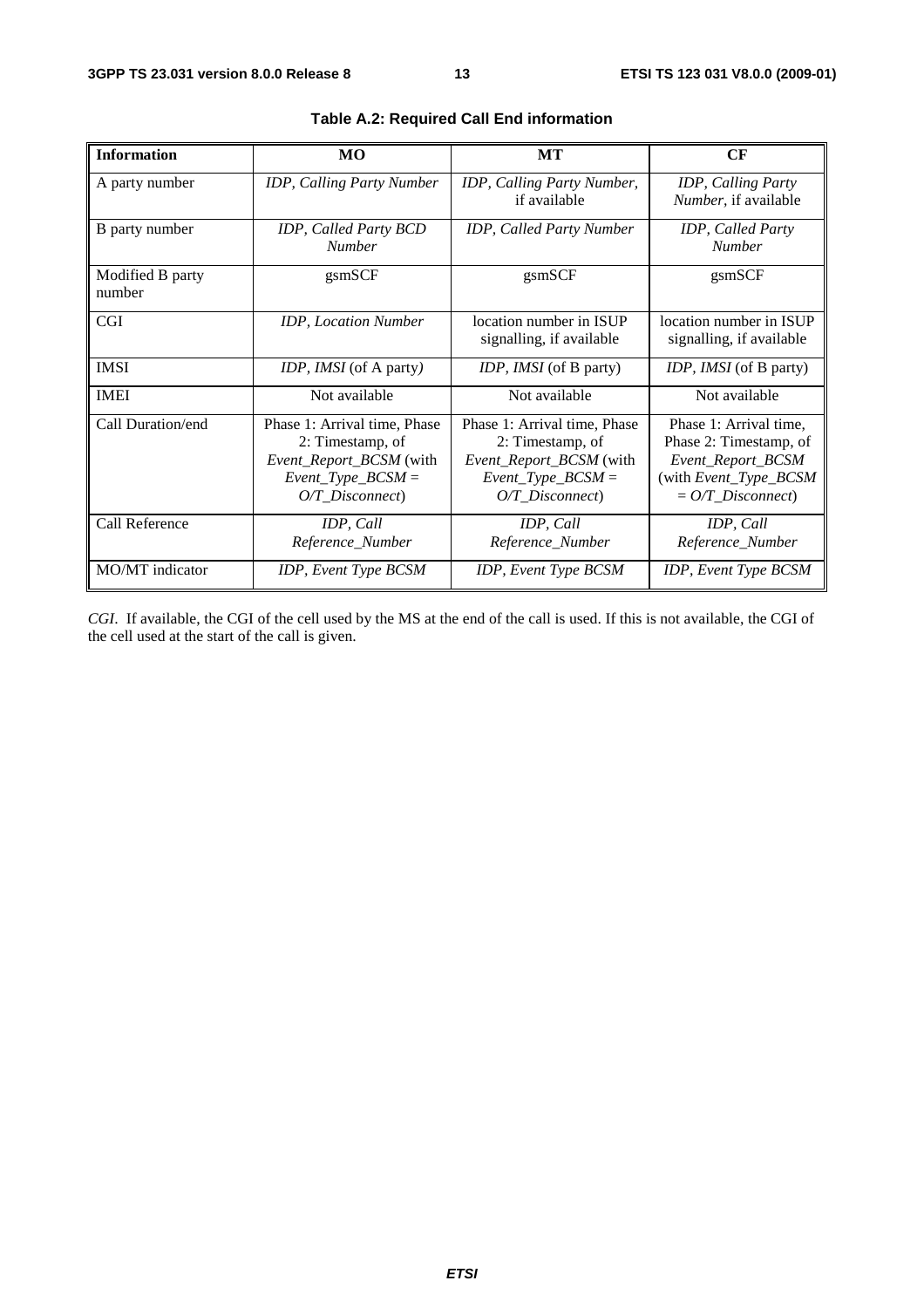**Table A.2: Required Call End information**

| Information | MO | MT | CF |
|---|---|---|---|
| A party number | *IDP, Calling Party Number* | *IDP, Calling Party Number*, if available | *IDP, Calling Party Number*, if available |
| B party number | *IDP, Called Party BCD Number* | *IDP, Called Party Number* | *IDP, Called Party Number* |
| Modified B party number | gsmSCF | gsmSCF | gsmSCF |
| CGI | *IDP, Location Number* | location number in ISUP signalling, if available | location number in ISUP signalling, if available |
| IMSI | *IDP, IMSI* (of A party) | *IDP, IMSI* (of B party) | *IDP, IMSI* (of B party) |
| IMEI | Not available | Not available | Not available |
| Call Duration/end | Phase 1: Arrival time, Phase 2: Timestamp, of *Event_Report_BCSM* (with *Event_Type_BCSM* = *O/T_Disconnect*) | Phase 1: Arrival time, Phase 2: Timestamp, of *Event_Report_BCSM* (with *Event_Type_BCSM* = *O/T_Disconnect*) | Phase 1: Arrival time, Phase 2: Timestamp, of *Event_Report_BCSM* (with *Event_Type_BCSM* = *O/T_Disconnect*) |
| Call Reference | *IDP, Call Reference_Number* | *IDP, Call Reference_Number* | *IDP, Call Reference_Number* |
| MO/MT indicator | *IDP, Event Type BCSM* | *IDP, Event Type BCSM* | *IDP, Event Type BCSM* |

*CGI*. If available, the CGI of the cell used by the MS at the end of the call is used. If this is not available, the CGI of the cell used at the start of the call is given.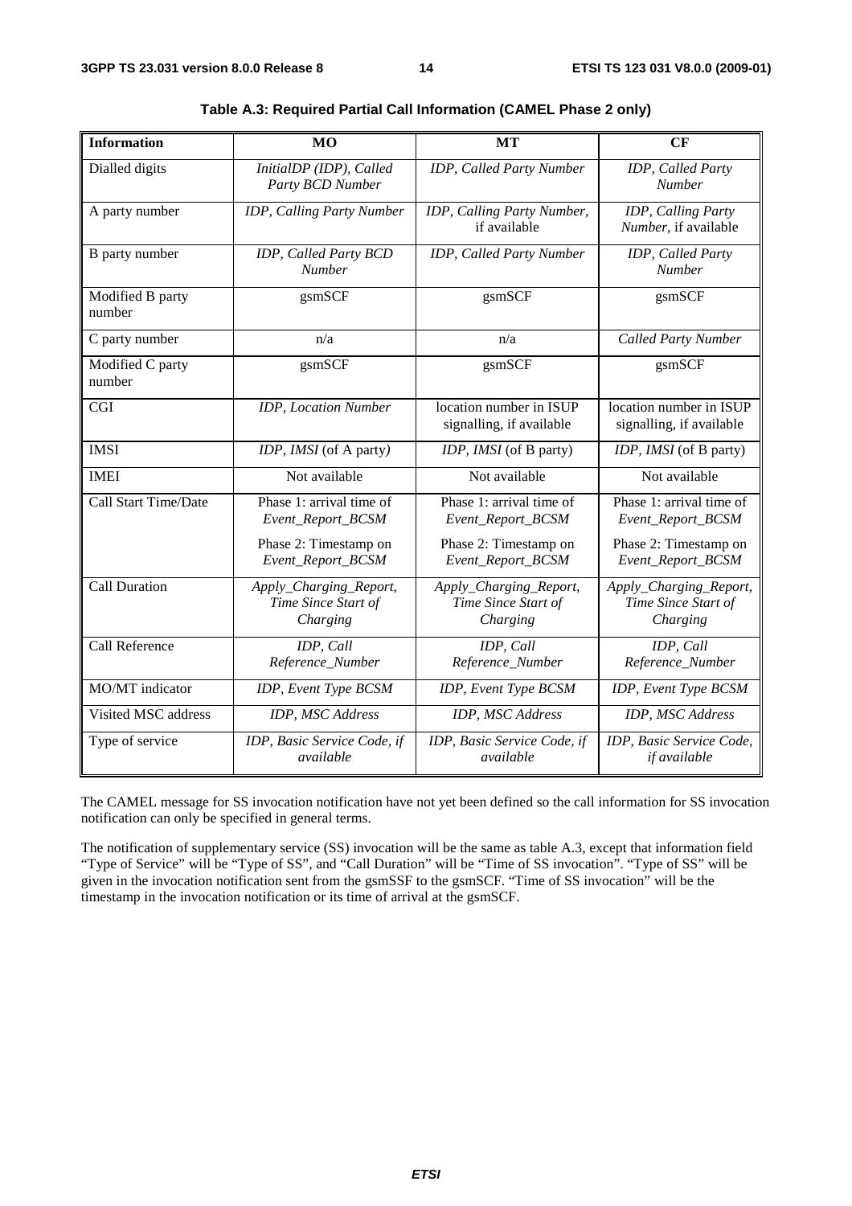**Table A.3: Required Partial Call Information (CAMEL Phase 2 only)**

| Information | MO | MT | CF |
|---|---|---|---|
| Dialled digits | *InitialDP (IDP), Called Party BCD Number* | *IDP, Called Party Number* | *IDP, Called Party Number* |
| A party number | *IDP, Calling Party Number* | *IDP, Calling Party Number,* if available | *IDP, Calling Party Number*, if available |
| B party number | *IDP, Called Party BCD Number* | *IDP, Called Party Number* | *IDP, Called Party Number* |
| Modified B party number | gsmSCF | gsmSCF | gsmSCF |
| C party number | n/a | n/a | *Called Party Number* |
| Modified C party number | gsmSCF | gsmSCF | gsmSCF |
| CGI | *IDP, Location Number* | location number in ISUP signalling, if available | location number in ISUP signalling, if available |
| IMSI | *IDP, IMSI* (of A party) | *IDP, IMSI* (of B party) | *IDP, IMSI* (of B party) |
| IMEI | Not available | Not available | Not available |
| Call Start Time/Date | Phase 1: arrival time of *Event_Report_BCSM*<br><br>Phase 2: Timestamp on *Event_Report_BCSM* | Phase 1: arrival time of *Event_Report_BCSM*<br><br>Phase 2: Timestamp on *Event_Report_BCSM* | Phase 1: arrival time of *Event_Report_BCSM*<br><br>Phase 2: Timestamp on *Event_Report_BCSM* |
| Call Duration | *Apply_Charging_Report, Time Since Start of Charging* | *Apply_Charging_Report, Time Since Start of Charging* | *Apply_Charging_Report, Time Since Start of Charging* |
| Call Reference | *IDP, Call Reference_Number* | *IDP, Call Reference_Number* | *IDP, Call Reference_Number* |
| MO/MT indicator | *IDP, Event Type BCSM* | *IDP, Event Type BCSM* | *IDP, Event Type BCSM* |
| Visited MSC address | *IDP, MSC Address* | *IDP, MSC Address* | *IDP, MSC Address* |
| Type of service | *IDP, Basic Service Code, if available* | *IDP, Basic Service Code, if available* | *IDP, Basic Service Code, if available* |

The CAMEL message for SS invocation notification have not yet been defined so the call information for SS invocation notification can only be specified in general terms.

The notification of supplementary service (SS) invocation will be the same as table A.3, except that information field "Type of Service" will be "Type of SS", and "Call Duration" will be "Time of SS invocation". "Type of SS" will be given in the invocation notification sent from the gsmSSF to the gsmSCF. "Time of SS invocation" will be the timestamp in the invocation notification or its time of arrival at the gsmSCF.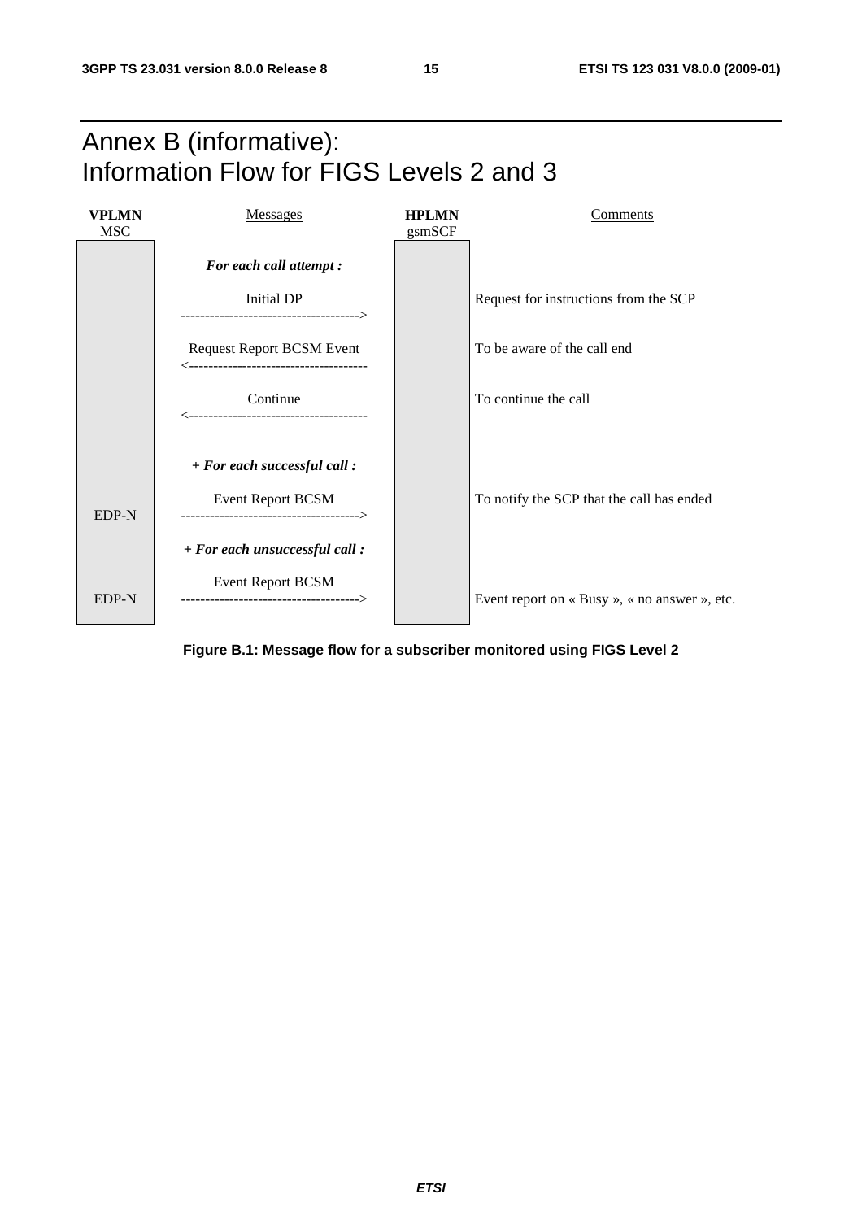# Annex B (informative): Information Flow for FIGS Levels 2 and 3

| **VPLMN** MSC | Messages | **HPLMN** gsmSCF | Comments |
|---|---|---|---|
| | ***For each call attempt :*** | | |
| | Initial DP ------------------------------------> | | Request for instructions from the SCP |
| | Request Report BCSM Event <------------------------------------ | | To be aware of the call end |
| | Continue <------------------------------------ | | To continue the call |
| | ***+ For each successful call :*** | | |
| EDP-N | Event Report BCSM ------------------------------------> | | To notify the SCP that the call has ended |
| | ***+ For each unsuccessful call :*** | | |
| EDP-N | Event Report BCSM ------------------------------------> | | Event report on « Busy », « no answer », etc. |

**Figure B.1: Message flow for a subscriber monitored using FIGS Level 2**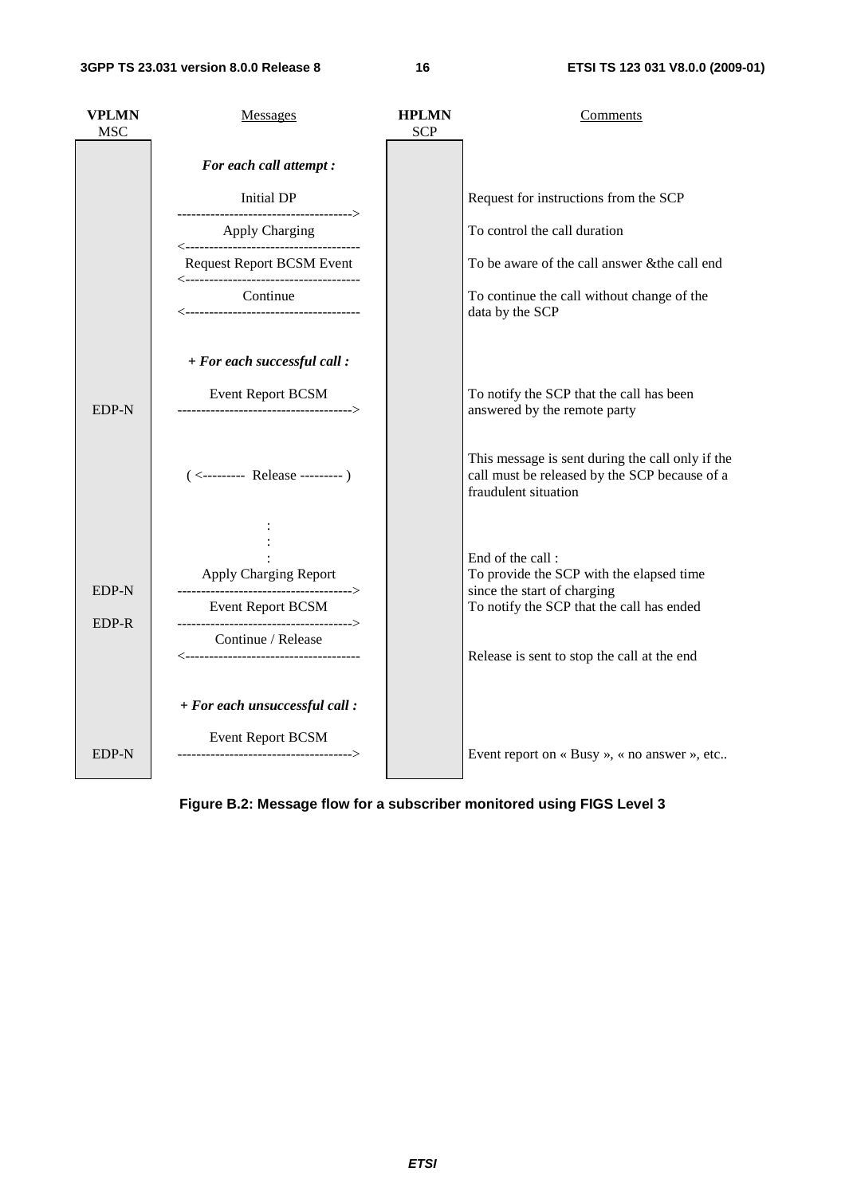| VPLMN MSC | Messages | HPLMN SCP | Comments |
|---|---|---|---|
| | ***For each call attempt :*** | | |
| | Initial DP -------------------------------------> | | Request for instructions from the SCP |
| | Apply Charging <------------------------------------- | | To control the call duration |
| | Request Report BCSM Event <------------------------------------- | | To be aware of the call answer &the call end |
| | Continue <------------------------------------- | | To continue the call without change of the data by the SCP |
| | ***+ For each successful call :*** | | |
| EDP-N | Event Report BCSM -------------------------------------> | | To notify the SCP that the call has been answered by the remote party |
| | ( <--------- Release --------- ) | | This message is sent during the call only if the call must be released by the SCP because of a fraudulent situation |
| | : : : | | End of the call : |
| EDP-N | Apply Charging Report -------------------------------------> | | To provide the SCP with the elapsed time since the start of charging |
| EDP-R | Event Report BCSM -------------------------------------> | | To notify the SCP that the call has ended |
| | Continue / Release <------------------------------------- | | Release is sent to stop the call at the end |
| | ***+ For each unsuccessful call :*** | | |
| EDP-N | Event Report BCSM -------------------------------------> | | Event report on « Busy », « no answer », etc.. |

**Figure B.2: Message flow for a subscriber monitored using FIGS Level 3**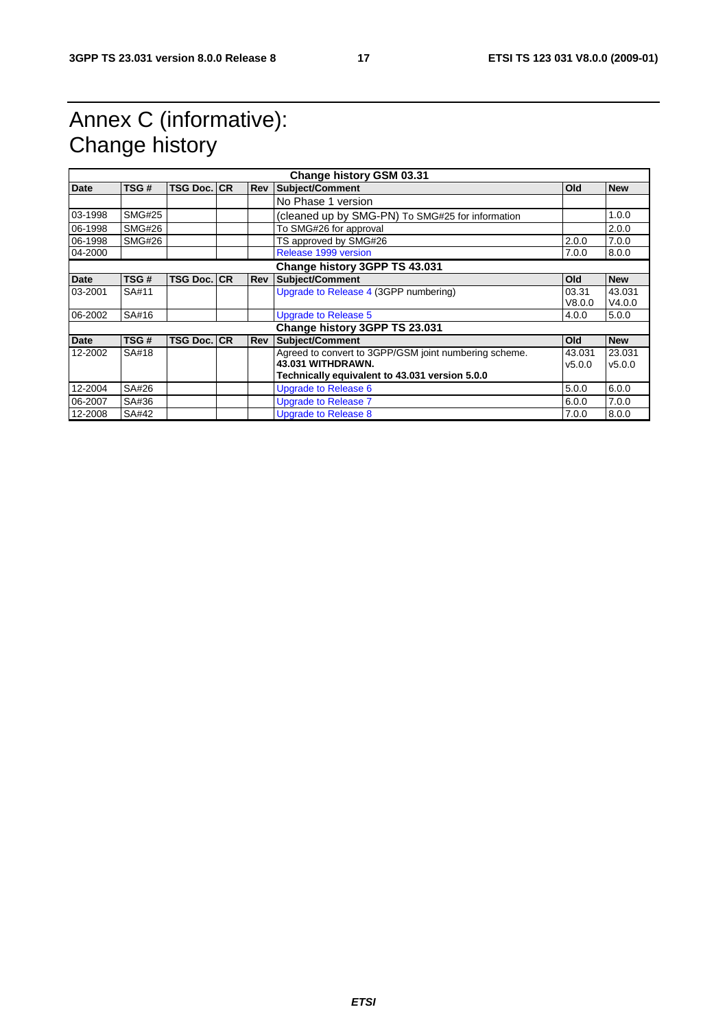# Annex C (informative): Change history

| Change history GSM 03.31 | | | | | | | |
|---|---|---|---|---|---|---|---|
| **Date** | **TSG #** | **TSG Doc.** | **CR** | **Rev** | **Subject/Comment** | **Old** | **New** |
| | | | | | No Phase 1 version | | |
| 03-1998 | SMG#25 | | | | (cleaned up by SMG-PN) To SMG#25 for information | | 1.0.0 |
| 06-1998 | SMG#26 | | | | To SMG#26 for approval | | 2.0.0 |
| 06-1998 | SMG#26 | | | | TS approved by SMG#26 | 2.0.0 | 7.0.0 |
| 04-2000 | | | | | Release 1999 version | 7.0.0 | 8.0.0 |
| **Change history 3GPP TS 43.031** | | | | | | | |
| **Date** | **TSG #** | **TSG Doc.** | **CR** | **Rev** | **Subject/Comment** | **Old** | **New** |
| 03-2001 | SA#11 | | | | Upgrade to Release 4 (3GPP numbering) | 03.31 V8.0.0 | 43.031 V4.0.0 |
| 06-2002 | SA#16 | | | | Upgrade to Release 5 | 4.0.0 | 5.0.0 |
| **Change history 3GPP TS 23.031** | | | | | | | |
| **Date** | **TSG #** | **TSG Doc.** | **CR** | **Rev** | **Subject/Comment** | **Old** | **New** |
| 12-2002 | SA#18 | | | | Agreed to convert to 3GPP/GSM joint numbering scheme. **43.031 WITHDRAWN.** **Technically equivalent to 43.031 version 5.0.0** | 43.031 v5.0.0 | 23.031 v5.0.0 |
| 12-2004 | SA#26 | | | | Upgrade to Release 6 | 5.0.0 | 6.0.0 |
| 06-2007 | SA#36 | | | | Upgrade to Release 7 | 6.0.0 | 7.0.0 |
| 12-2008 | SA#42 | | | | Upgrade to Release 8 | 7.0.0 | 8.0.0 |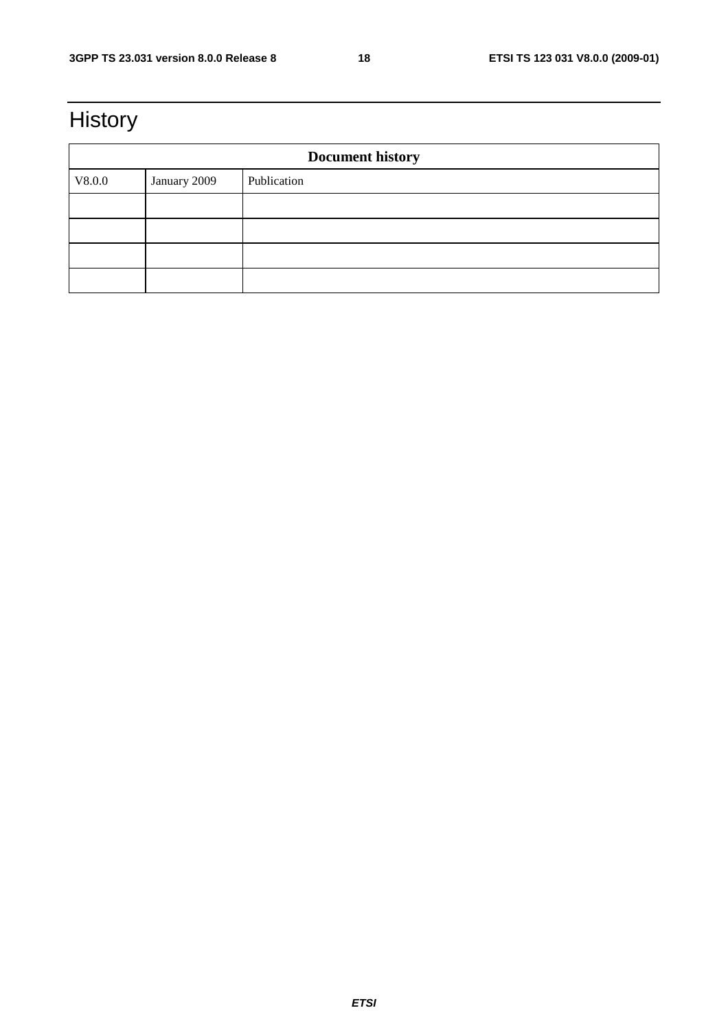# History

| Document history | | |
|---|---|---|
| V8.0.0 | January 2009 | Publication |
| | | |
| | | |
| | | |
| | | |